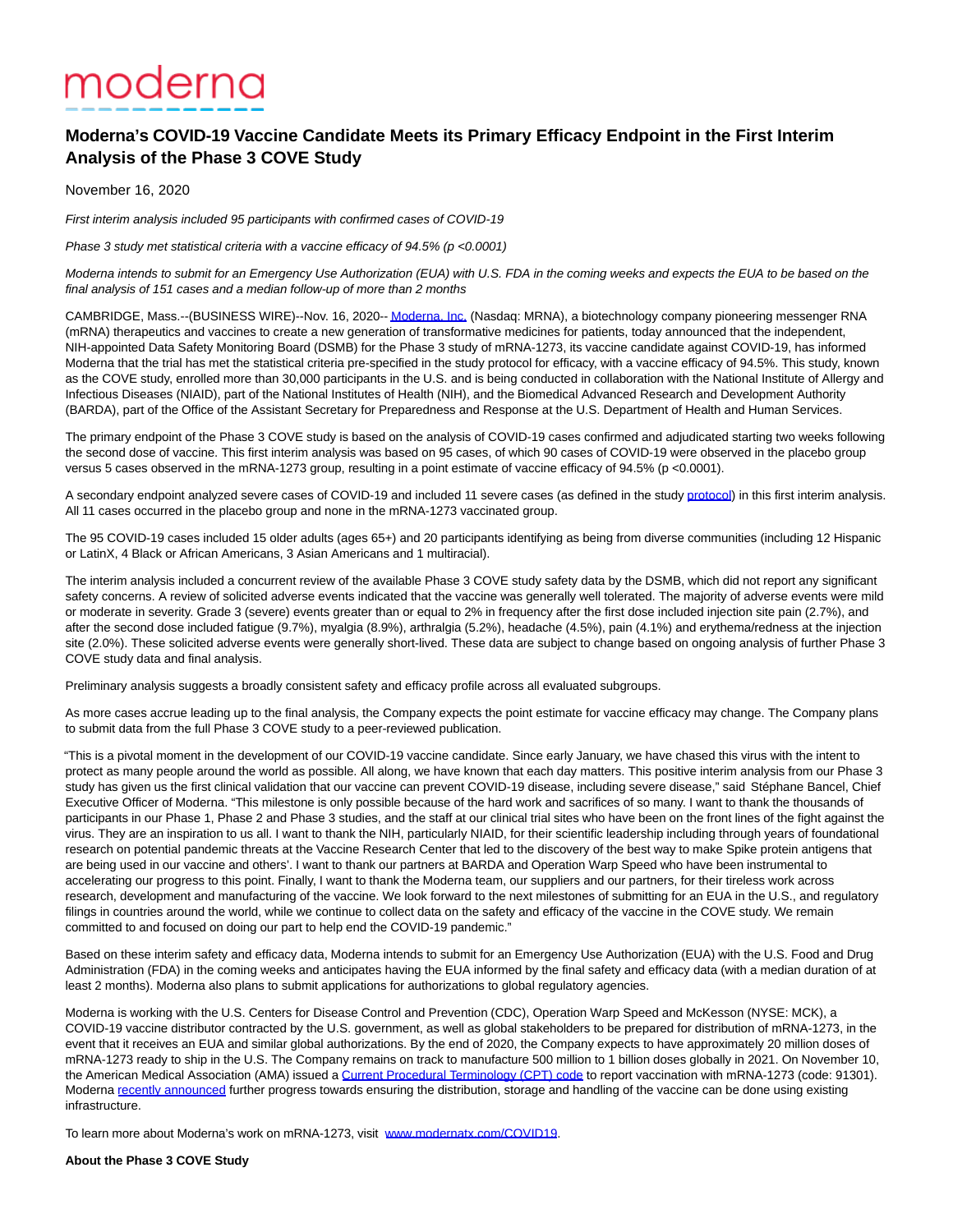moderna

# Moderna's COVID-19 Vaccine Candidate Meets its Primary Efficacy Endpoint in the First Interim Analysis of the Phase 3 COVE Study

November 16, 2020

*First interim analysis included 95 participants with confirmed cases of COVID-19*

*Phase 3 study met statistical criteria with a vaccine efficacy of 94.5% (p <0.0001)*

*Moderna intends to submit for an Emergency Use Authorization (EUA) with U.S. FDA in the coming weeks and expects the EUA to be based on the final analysis of 151 cases and a median follow-up of more than 2 months*

CAMBRIDGE, Mass.--(BUSINESS WIRE)--Nov. 16, 2020-- Moderna, Inc. (Nasdaq: MRNA), a biotechnology company pioneering messenger RNA (mRNA) therapeutics and vaccines to create a new generation of transformative medicines for patients, today announced that the independent, NIH-appointed Data Safety Monitoring Board (DSMB) for the Phase 3 study of mRNA-1273, its vaccine candidate against COVID-19, has informed Moderna that the trial has met the statistical criteria pre-specified in the study protocol for efficacy, with a vaccine efficacy of 94.5%. This study, known as the COVE study, enrolled more than 30,000 participants in the U.S. and is being conducted in collaboration with the National Institute of Allergy and Infectious Diseases (NIAID), part of the National Institutes of Health (NIH), and the Biomedical Advanced Research and Development Authority (BARDA), part of the Office of the Assistant Secretary for Preparedness and Response at the U.S. Department of Health and Human Services.

The primary endpoint of the Phase 3 COVE study is based on the analysis of COVID-19 cases confirmed and adjudicated starting two weeks following the second dose of vaccine. This first interim analysis was based on 95 cases, of which 90 cases of COVID-19 were observed in the placebo group versus 5 cases observed in the mRNA-1273 group, resulting in a point estimate of vaccine efficacy of 94.5% (p <0.0001).

A secondary endpoint analyzed severe cases of COVID-19 and included 11 severe cases (as defined in the study protocol) in this first interim analysis. All 11 cases occurred in the placebo group and none in the mRNA-1273 vaccinated group.

The 95 COVID-19 cases included 15 older adults (ages 65+) and 20 participants identifying as being from diverse communities (including 12 Hispanic or LatinX, 4 Black or African Americans, 3 Asian Americans and 1 multiracial).

The interim analysis included a concurrent review of the available Phase 3 COVE study safety data by the DSMB, which did not report any significant safety concerns. A review of solicited adverse events indicated that the vaccine was generally well tolerated. The majority of adverse events were mild or moderate in severity. Grade 3 (severe) events greater than or equal to 2% in frequency after the first dose included injection site pain (2.7%), and after the second dose included fatigue (9.7%), myalgia (8.9%), arthralgia (5.2%), headache (4.5%), pain (4.1%) and erythema/redness at the injection site (2.0%). These solicited adverse events were generally short-lived. These data are subject to change based on ongoing analysis of further Phase 3 COVE study data and final analysis.

Preliminary analysis suggests a broadly consistent safety and efficacy profile across all evaluated subgroups.

As more cases accrue leading up to the final analysis, the Company expects the point estimate for vaccine efficacy may change. The Company plans to submit data from the full Phase 3 COVE study to a peer-reviewed publication.

"This is a pivotal moment in the development of our COVID-19 vaccine candidate. Since early January, we have chased this virus with the intent to protect as many people around the world as possible. All along, we have known that each day matters. This positive interim analysis from our Phase 3 study has given us the first clinical validation that our vaccine can prevent COVID-19 disease, including severe disease," said Stéphane Bancel, Chief Executive Officer of Moderna. "This milestone is only possible because of the hard work and sacrifices of so many. I want to thank the thousands of participants in our Phase 1, Phase 2 and Phase 3 studies, and the staff at our clinical trial sites who have been on the front lines of the fight against the virus. They are an inspiration to us all. I want to thank the NIH, particularly NIAID, for their scientific leadership including through years of foundational research on potential pandemic threats at the Vaccine Research Center that led to the discovery of the best way to make Spike protein antigens that are being used in our vaccine and others'. I want to thank our partners at BARDA and Operation Warp Speed who have been instrumental to accelerating our progress to this point. Finally, I want to thank the Moderna team, our suppliers and our partners, for their tireless work across research, development and manufacturing of the vaccine. We look forward to the next milestones of submitting for an EUA in the U.S., and regulatory filings in countries around the world, while we continue to collect data on the safety and efficacy of the vaccine in the COVE study. We remain committed to and focused on doing our part to help end the COVID-19 pandemic."

Based on these interim safety and efficacy data, Moderna intends to submit for an Emergency Use Authorization (EUA) with the U.S. Food and Drug Administration (FDA) in the coming weeks and anticipates having the EUA informed by the final safety and efficacy data (with a median duration of at least 2 months). Moderna also plans to submit applications for authorizations to global regulatory agencies.

Moderna is working with the U.S. Centers for Disease Control and Prevention (CDC), Operation Warp Speed and McKesson (NYSE: MCK), a COVID-19 vaccine distributor contracted by the U.S. government, as well as global stakeholders to be prepared for distribution of mRNA-1273, in the event that it receives an EUA and similar global authorizations. By the end of 2020, the Company expects to have approximately 20 million doses of mRNA-1273 ready to ship in the U.S. The Company remains on track to manufacture 500 million to 1 billion doses globally in 2021. On November 10, the American Medical Association (AMA) issued a Current Procedural Terminology (CPT) code to report vaccination with mRNA-1273 (code: 91301). Moderna recently announced further progress towards ensuring the distribution, storage and handling of the vaccine can be done using existing infrastructure.

To learn more about Moderna's work on mRNA-1273, visit www.modernatx.com/COVID19.

**About the Phase 3 COVE Study**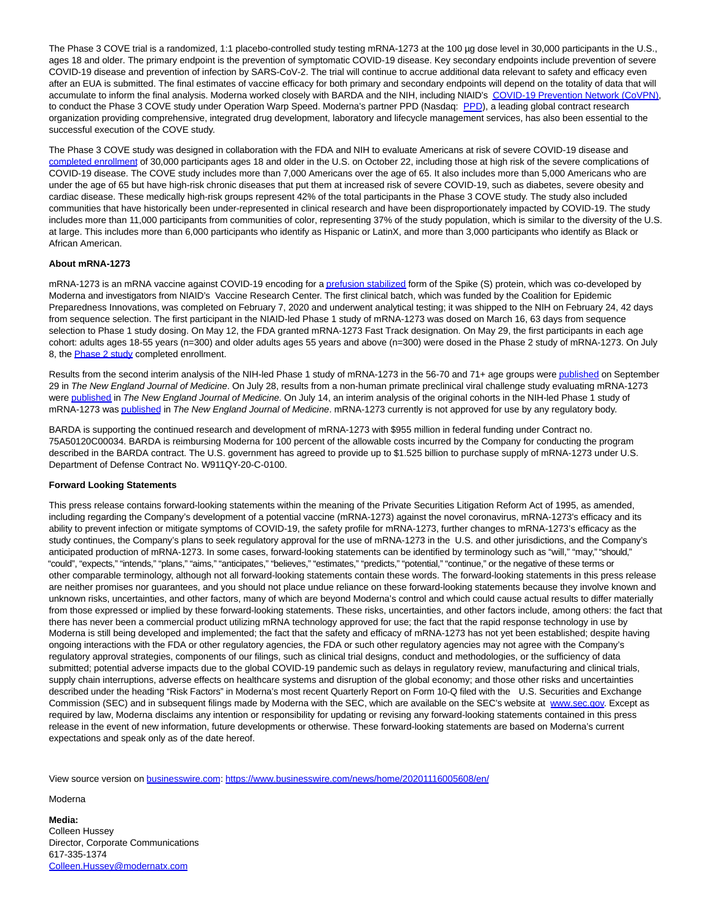The Phase 3 COVE trial is a randomized, 1:1 placebo-controlled study testing mRNA-1273 at the 100 µg dose level in 30,000 participants in the U.S., ages 18 and older. The primary endpoint is the prevention of symptomatic COVID-19 disease. Key secondary endpoints include prevention of severe COVID-19 disease and prevention of infection by SARS-CoV-2. The trial will continue to accrue additional data relevant to safety and efficacy even after an EUA is submitted. The final estimates of vaccine efficacy for both primary and secondary endpoints will depend on the totality of data that will accumulate to inform the final analysis. Moderna worked closely with BARDA and the NIH, including NIAID's COVID-19 Prevention Network (CoVPN), to conduct the Phase 3 COVE study under Operation Warp Speed. Moderna's partner PPD (Nasdaq: PPD), a leading global contract research organization providing comprehensive, integrated drug development, laboratory and lifecycle management services, has also been essential to the successful execution of the COVE study.

The Phase 3 COVE study was designed in collaboration with the FDA and NIH to evaluate Americans at risk of severe COVID-19 disease and completed enrollment of 30,000 participants ages 18 and older in the U.S. on October 22, including those at high risk of the severe complications of COVID-19 disease. The COVE study includes more than 7,000 Americans over the age of 65. It also includes more than 5,000 Americans who are under the age of 65 but have high-risk chronic diseases that put them at increased risk of severe COVID-19, such as diabetes, severe obesity and cardiac disease. These medically high-risk groups represent 42% of the total participants in the Phase 3 COVE study. The study also included communities that have historically been under-represented in clinical research and have been disproportionately impacted by COVID-19. The study includes more than 11,000 participants from communities of color, representing 37% of the study population, which is similar to the diversity of the U.S. at large. This includes more than 6,000 participants who identify as Hispanic or LatinX, and more than 3,000 participants who identify as Black or African American.

**About mRNA-1273**

mRNA-1273 is an mRNA vaccine against COVID-19 encoding for a prefusion stabilized form of the Spike (S) protein, which was co-developed by Moderna and investigators from NIAID's Vaccine Research Center. The first clinical batch, which was funded by the Coalition for Epidemic Preparedness Innovations, was completed on February 7, 2020 and underwent analytical testing; it was shipped to the NIH on February 24, 42 days from sequence selection. The first participant in the NIAID-led Phase 1 study of mRNA-1273 was dosed on March 16, 63 days from sequence selection to Phase 1 study dosing. On May 12, the FDA granted mRNA-1273 Fast Track designation. On May 29, the first participants in each age cohort: adults ages 18-55 years (n=300) and older adults ages 55 years and above (n=300) were dosed in the Phase 2 study of mRNA-1273. On July 8, the Phase 2 study completed enrollment.

Results from the second interim analysis of the NIH-led Phase 1 study of mRNA-1273 in the 56-70 and 71+ age groups were published on September 29 in *The New England Journal of Medicine*. On July 28, results from a non-human primate preclinical viral challenge study evaluating mRNA-1273 were published in *The New England Journal of Medicine.* On July 14, an interim analysis of the original cohorts in the NIH-led Phase 1 study of mRNA-1273 was published in *The New England Journal of Medicine*. mRNA-1273 currently is not approved for use by any regulatory body.

BARDA is supporting the continued research and development of mRNA-1273 with $955 million in federal funding under Contract no. 75A50120C00034. BARDA is reimbursing Moderna for 100 percent of the allowable costs incurred by the Company for conducting the program described in the BARDA contract. The U.S. government has agreed to provide up to $1.525 billion to purchase supply of mRNA-1273 under U.S. Department of Defense Contract No. W911QY-20-C-0100.

**Forward Looking Statements**

This press release contains forward-looking statements within the meaning of the Private Securities Litigation Reform Act of 1995, as amended, including regarding the Company's development of a potential vaccine (mRNA-1273) against the novel coronavirus, mRNA-1273's efficacy and its ability to prevent infection or mitigate symptoms of COVID-19, the safety profile for mRNA-1273, further changes to mRNA-1273's efficacy as the study continues, the Company's plans to seek regulatory approval for the use of mRNA-1273 in the U.S. and other jurisdictions, and the Company's anticipated production of mRNA-1273. In some cases, forward-looking statements can be identified by terminology such as "will," "may," "should," "could", "expects," "intends," "plans," "aims," "anticipates," "believes," "estimates," "predicts," "potential," "continue," or the negative of these terms or other comparable terminology, although not all forward-looking statements contain these words. The forward-looking statements in this press release are neither promises nor guarantees, and you should not place undue reliance on these forward-looking statements because they involve known and unknown risks, uncertainties, and other factors, many of which are beyond Moderna's control and which could cause actual results to differ materially from those expressed or implied by these forward-looking statements. These risks, uncertainties, and other factors include, among others: the fact that there has never been a commercial product utilizing mRNA technology approved for use; the fact that the rapid response technology in use by Moderna is still being developed and implemented; the fact that the safety and efficacy of mRNA-1273 has not yet been established; despite having ongoing interactions with the FDA or other regulatory agencies, the FDA or such other regulatory agencies may not agree with the Company's regulatory approval strategies, components of our filings, such as clinical trial designs, conduct and methodologies, or the sufficiency of data submitted; potential adverse impacts due to the global COVID-19 pandemic such as delays in regulatory review, manufacturing and clinical trials, supply chain interruptions, adverse effects on healthcare systems and disruption of the global economy; and those other risks and uncertainties described under the heading "Risk Factors" in Moderna's most recent Quarterly Report on Form 10-Q filed with the U.S. Securities and Exchange Commission (SEC) and in subsequent filings made by Moderna with the SEC, which are available on the SEC's website at www.sec.gov. Except as required by law, Moderna disclaims any intention or responsibility for updating or revising any forward-looking statements contained in this press release in the event of new information, future developments or otherwise. These forward-looking statements are based on Moderna's current expectations and speak only as of the date hereof.

View source version on businesswire.com: https://www.businesswire.com/news/home/20201116005608/en/

Moderna

**Media:**
Colleen Hussey
Director, Corporate Communications
617-335-1374
Colleen.Hussey@modernatx.com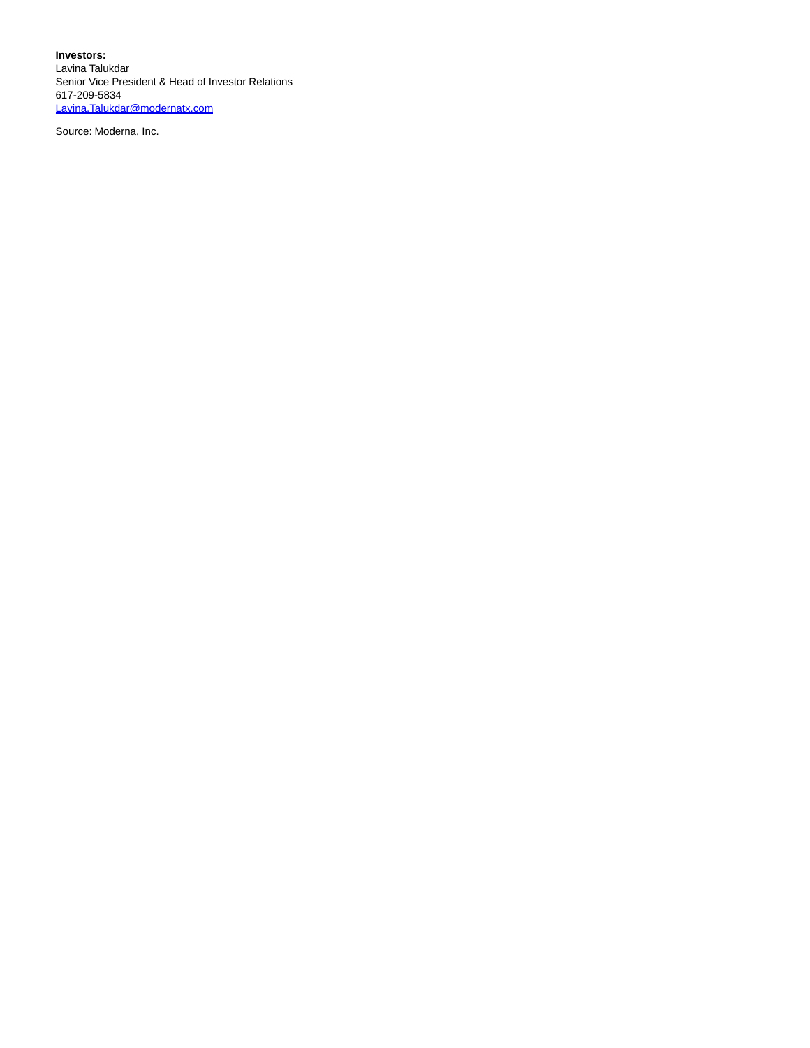**Investors:**
Lavina Talukdar
Senior Vice President & Head of Investor Relations
617-209-5834
Lavina.Talukdar@modernatx.com

Source: Moderna, Inc.